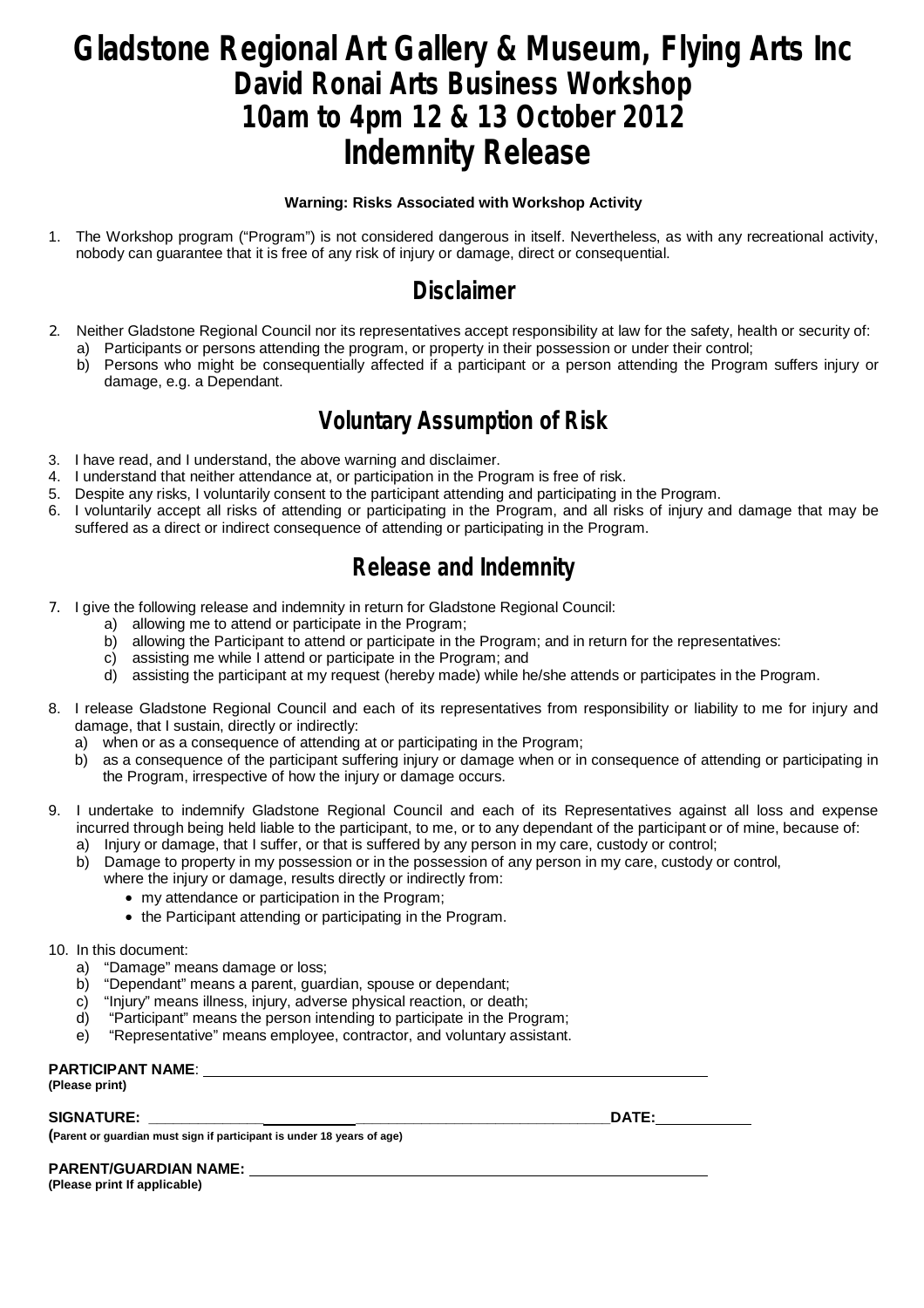# Gladstone Regional Art Gallery & Museum, Flying Arts Inc
## David Ronai Arts Business Workshop
## 10am to 4pm 12 & 13 October 2012
# Indemnity Release

**Warning: Risks Associated with Workshop Activity**

1. The Workshop program ("Program") is not considered dangerous in itself. Nevertheless, as with any recreational activity, nobody can guarantee that it is free of any risk of injury or damage, direct or consequential.

## Disclaimer

2. Neither Gladstone Regional Council nor its representatives accept responsibility at law for the safety, health or security of:
   a) Participants or persons attending the program, or property in their possession or under their control;
   b) Persons who might be consequentially affected if a participant or a person attending the Program suffers injury or damage, e.g. a Dependant.

## Voluntary Assumption of Risk

3. I have read, and I understand, the above warning and disclaimer.
4. I understand that neither attendance at, or participation in the Program is free of risk.
5. Despite any risks, I voluntarily consent to the participant attending and participating in the Program.
6. I voluntarily accept all risks of attending or participating in the Program, and all risks of injury and damage that may be suffered as a direct or indirect consequence of attending or participating in the Program.

## Release and Indemnity

7. I give the following release and indemnity in return for Gladstone Regional Council:
   a) allowing me to attend or participate in the Program;
   b) allowing the Participant to attend or participate in the Program; and in return for the representatives:
   c) assisting me while I attend or participate in the Program; and
   d) assisting the participant at my request (hereby made) while he/she attends or participates in the Program.

8. I release Gladstone Regional Council and each of its representatives from responsibility or liability to me for injury and damage, that I sustain, directly or indirectly:
   a) when or as a consequence of attending at or participating in the Program;
   b) as a consequence of the participant suffering injury or damage when or in consequence of attending or participating in the Program, irrespective of how the injury or damage occurs.

9. I undertake to indemnify Gladstone Regional Council and each of its Representatives against all loss and expense incurred through being held liable to the participant, to me, or to any dependant of the participant or of mine, because of:
   a) Injury or damage, that I suffer, or that is suffered by any person in my care, custody or control;
   b) Damage to property in my possession or in the possession of any person in my care, custody or control,
   where the injury or damage, results directly or indirectly from:
      - my attendance or participation in the Program;
      - the Participant attending or participating in the Program.

10. In this document:
    a) "Damage" means damage or loss;
    b) "Dependant" means a parent, guardian, spouse or dependant;
    c) "Injury" means illness, injury, adverse physical reaction, or death;
    d) "Participant" means the person intending to participate in the Program;
    e) "Representative" means employee, contractor, and voluntary assistant.

**PARTICIPANT NAME**: ____________________________________________
**(Please print)**

**SIGNATURE:** ____________________________________________ **DATE:** ____________
**(Parent or guardian must sign if participant is under 18 years of age)**

**PARENT/GUARDIAN NAME:** ____________________________________________
**(Please print If applicable)**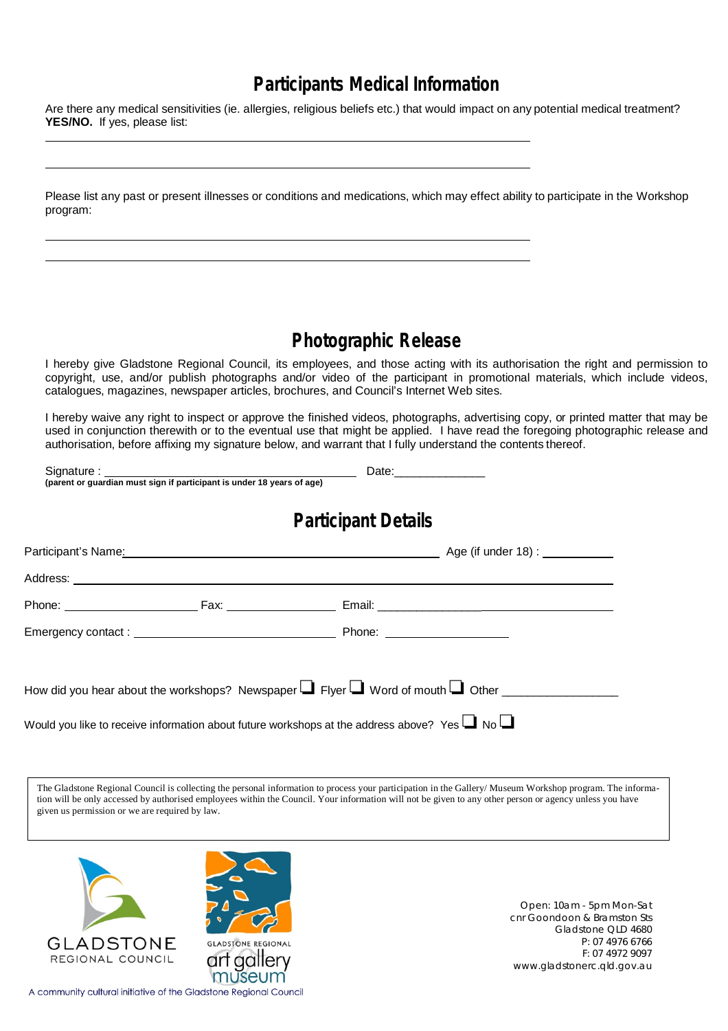## Participants Medical Information

Are there any medical sensitivities (ie. allergies, religious beliefs etc.) that would impact on any potential medical treatment? **YES/NO.** If yes, please list:

______________________________________________________________________

______________________________________________________________________

Please list any past or present illnesses or conditions and medications, which may effect ability to participate in the Workshop program:

______________________________________________________________________

______________________________________________________________________

## Photographic Release

I hereby give Gladstone Regional Council, its employees, and those acting with its authorisation the right and permission to copyright, use, and/or publish photographs and/or video of the participant in promotional materials, which include videos, catalogues, magazines, newspaper articles, brochures, and Council's Internet Web sites.

I hereby waive any right to inspect or approve the finished videos, photographs, advertising copy, or printed matter that may be used in conjunction therewith or to the eventual use that might be applied. I have read the foregoing photographic release and authorisation, before affixing my signature below, and warrant that I fully understand the contents thereof.

Signature : ______________________________ Date:_____________
**(parent or guardian must sign if participant is under 18 years of age)**

## Participant Details

Participant's Name:______________________________ Age (if under 18) : __________

Address: ______________________________________________________________

Phone: ________________ Fax: ______________ Email: ______________________

Emergency contact : ________________________ Phone: ________________

How did you hear about the workshops? Newspaper ☐ Flyer ☐ Word of mouth ☐ Other _______________

Would you like to receive information about future workshops at the address above? Yes ☐ No ☐

The Gladstone Regional Council is collecting the personal information to process your participation in the Gallery/ Museum Workshop program. The information will be only accessed by authorised employees within the Council. Your information will not be given to any other person or agency unless you have given us permission or we are required by law.

GLADSTONE REGIONAL COUNCIL

GLADSTONE REGIONAL art gallery museum

A community cultural initiative of the Gladstone Regional Council

Open: 10am - 5pm Mon-Sat
cnr Goondoon & Bramston Sts
Gladstone QLD 4680
P: 07 4976 6766
F: 07 4972 9097
www.gladstonerc.qld.gov.au